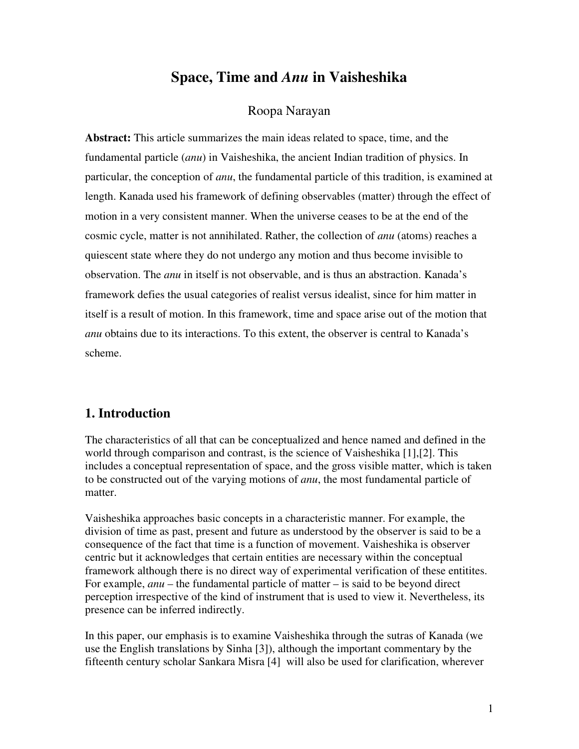# Space, Time and *Anu* in Vaisheshika

Roopa Narayan

**Abstract:** This article summarizes the main ideas related to space, time, and the fundamental particle (*anu*) in Vaisheshika, the ancient Indian tradition of physics. In particular, the conception of *anu*, the fundamental particle of this tradition, is examined at length. Kanada used his framework of defining observables (matter) through the effect of motion in a very consistent manner. When the universe ceases to be at the end of the cosmic cycle, matter is not annihilated. Rather, the collection of *anu* (atoms) reaches a quiescent state where they do not undergo any motion and thus become invisible to observation. The *anu* in itself is not observable, and is thus an abstraction. Kanada's framework defies the usual categories of realist versus idealist, since for him matter in itself is a result of motion. In this framework, time and space arise out of the motion that *anu* obtains due to its interactions. To this extent, the observer is central to Kanada's scheme.

## 1. Introduction

The characteristics of all that can be conceptualized and hence named and defined in the world through comparison and contrast, is the science of Vaisheshika [1],[2]. This includes a conceptual representation of space, and the gross visible matter, which is taken to be constructed out of the varying motions of *anu*, the most fundamental particle of matter.

Vaisheshika approaches basic concepts in a characteristic manner. For example, the division of time as past, present and future as understood by the observer is said to be a consequence of the fact that time is a function of movement. Vaisheshika is observer centric but it acknowledges that certain entities are necessary within the conceptual framework although there is no direct way of experimental verification of these entitites. For example, *anu* – the fundamental particle of matter – is said to be beyond direct perception irrespective of the kind of instrument that is used to view it. Nevertheless, its presence can be inferred indirectly.

In this paper, our emphasis is to examine Vaisheshika through the sutras of Kanada (we use the English translations by Sinha [3]), although the important commentary by the fifteenth century scholar Sankara Misra [4] will also be used for clarification, wherever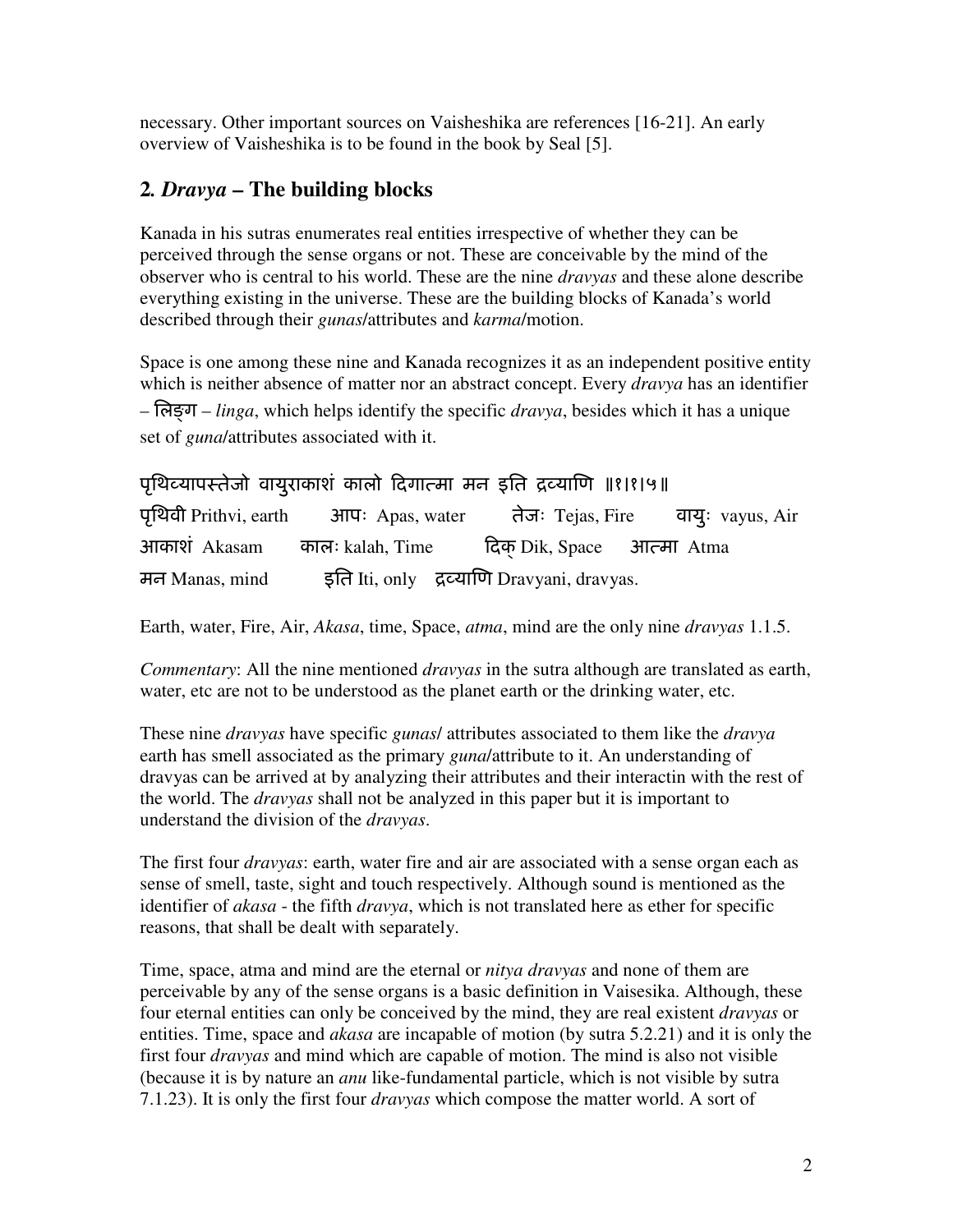necessary. Other important sources on Vaisheshika are references [16-21]. An early overview of Vaisheshika is to be found in the book by Seal [5].

## 2. *Dravya* – The building blocks

Kanada in his sutras enumerates real entities irrespective of whether they can be perceived through the sense organs or not. These are conceivable by the mind of the observer who is central to his world. These are the nine *dravyas* and these alone describe everything existing in the universe. These are the building blocks of Kanada's world described through their *gunas*/attributes and *karma*/motion.

Space is one among these nine and Kanada recognizes it as an independent positive entity which is neither absence of matter nor an abstract concept. Every *dravya* has an identifier – लिङ्ग – *linga*, which helps identify the specific *dravya*, besides which it has a unique set of *guna*/attributes associated with it.

पृथिव्यापस्तेजो वायुराकाशं कालो दिगात्मा मन इति द्रव्याणि ॥१।१।५॥

पृथिवी Prithvi, earth आपः Apas, water तेजः Tejas, Fire वायुः vayus, Air
आकाशं Akasam कालः kalah, Time दिक् Dik, Space आत्मा Atma
मन Manas, mind इति Iti, only द्रव्याणि Dravyani, dravyas.

Earth, water, Fire, Air, *Akasa*, time, Space, *atma*, mind are the only nine *dravyas* 1.1.5.

*Commentary*: All the nine mentioned *dravyas* in the sutra although are translated as earth, water, etc are not to be understood as the planet earth or the drinking water, etc.

These nine *dravyas* have specific *gunas*/ attributes associated to them like the *dravya* earth has smell associated as the primary *guna*/attribute to it. An understanding of dravyas can be arrived at by analyzing their attributes and their interactin with the rest of the world. The *dravyas* shall not be analyzed in this paper but it is important to understand the division of the *dravyas*.

The first four *dravyas*: earth, water fire and air are associated with a sense organ each as sense of smell, taste, sight and touch respectively. Although sound is mentioned as the identifier of *akasa* - the fifth *dravya*, which is not translated here as ether for specific reasons, that shall be dealt with separately.

Time, space, atma and mind are the eternal or *nitya dravyas* and none of them are perceivable by any of the sense organs is a basic definition in Vaisesika. Although, these four eternal entities can only be conceived by the mind, they are real existent *dravyas* or entities. Time, space and *akasa* are incapable of motion (by sutra 5.2.21) and it is only the first four *dravyas* and mind which are capable of motion. The mind is also not visible (because it is by nature an *anu* like-fundamental particle, which is not visible by sutra 7.1.23). It is only the first four *dravyas* which compose the matter world. A sort of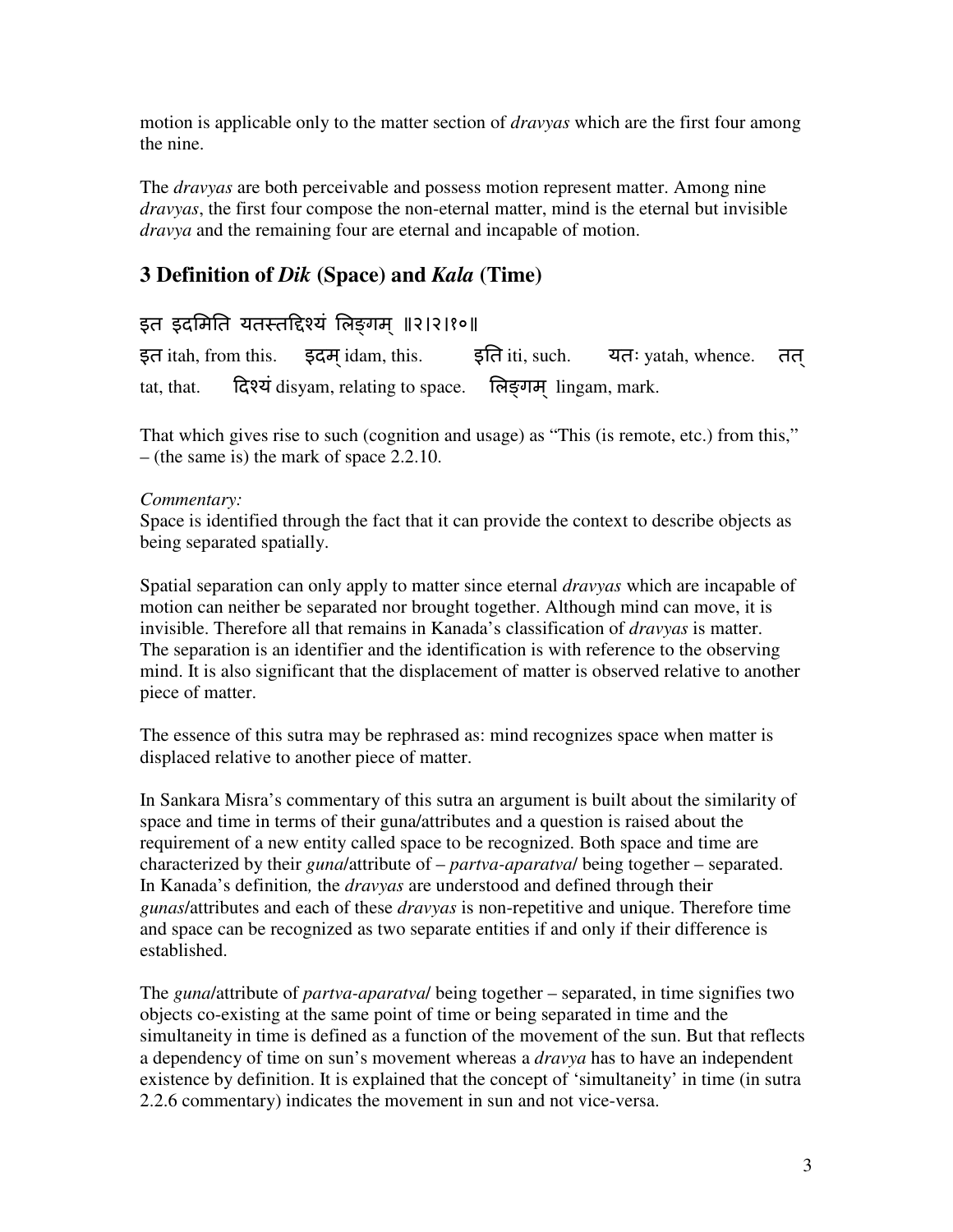motion is applicable only to the matter section of *dravyas* which are the first four among the nine.

The *dravyas* are both perceivable and possess motion represent matter. Among nine *dravyas*, the first four compose the non-eternal matter, mind is the eternal but invisible *dravya* and the remaining four are eternal and incapable of motion.

## 3 Definition of *Dik* (Space) and *Kala* (Time)

इत इदमिति यतस्तद्दिश्यं लिङ्गम् ॥२।२।१०॥

इत itah, from this. इदम् idam, this. इति iti, such. यतः yatah, whence. तत् tat, that. दिश्यं disyam, relating to space. लिङ्गम् lingam, mark.

That which gives rise to such (cognition and usage) as "This (is remote, etc.) from this," – (the same is) the mark of space 2.2.10.

*Commentary:*
Space is identified through the fact that it can provide the context to describe objects as being separated spatially.

Spatial separation can only apply to matter since eternal *dravyas* which are incapable of motion can neither be separated nor brought together. Although mind can move, it is invisible. Therefore all that remains in Kanada's classification of *dravyas* is matter. The separation is an identifier and the identification is with reference to the observing mind. It is also significant that the displacement of matter is observed relative to another piece of matter.

The essence of this sutra may be rephrased as: mind recognizes space when matter is displaced relative to another piece of matter.

In Sankara Misra's commentary of this sutra an argument is built about the similarity of space and time in terms of their guna/attributes and a question is raised about the requirement of a new entity called space to be recognized. Both space and time are characterized by their *guna*/attribute of – *partva-aparatva*/ being together – separated. In Kanada's definition*,* the *dravyas* are understood and defined through their *gunas*/attributes and each of these *dravyas* is non-repetitive and unique. Therefore time and space can be recognized as two separate entities if and only if their difference is established.

The *guna*/attribute of *partva-aparatva*/ being together – separated, in time signifies two objects co-existing at the same point of time or being separated in time and the simultaneity in time is defined as a function of the movement of the sun. But that reflects a dependency of time on sun's movement whereas a *dravya* has to have an independent existence by definition. It is explained that the concept of 'simultaneity' in time (in sutra 2.2.6 commentary) indicates the movement in sun and not vice-versa.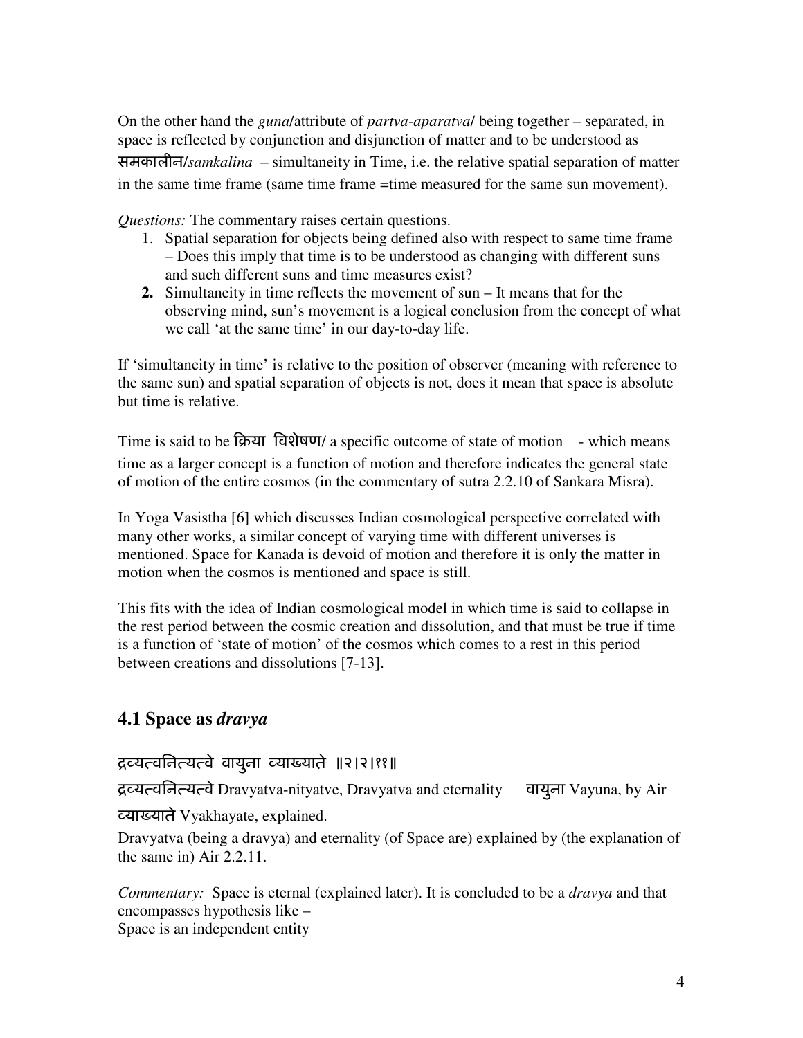On the other hand the *guna*/attribute of *partva-aparatva*/ being together – separated, in space is reflected by conjunction and disjunction of matter and to be understood as समकालीन/*samkalina* – simultaneity in Time, i.e. the relative spatial separation of matter in the same time frame (same time frame =time measured for the same sun movement).

*Questions:* The commentary raises certain questions.

1. Spatial separation for objects being defined also with respect to same time frame – Does this imply that time is to be understood as changing with different suns and such different suns and time measures exist?
2. Simultaneity in time reflects the movement of sun – It means that for the observing mind, sun's movement is a logical conclusion from the concept of what we call 'at the same time' in our day-to-day life.

If 'simultaneity in time' is relative to the position of observer (meaning with reference to the same sun) and spatial separation of objects is not, does it mean that space is absolute but time is relative.

Time is said to be क्रिया विशेषण/ a specific outcome of state of motion - which means time as a larger concept is a function of motion and therefore indicates the general state of motion of the entire cosmos (in the commentary of sutra 2.2.10 of Sankara Misra).

In Yoga Vasistha [6] which discusses Indian cosmological perspective correlated with many other works, a similar concept of varying time with different universes is mentioned. Space for Kanada is devoid of motion and therefore it is only the matter in motion when the cosmos is mentioned and space is still.

This fits with the idea of Indian cosmological model in which time is said to collapse in the rest period between the cosmic creation and dissolution, and that must be true if time is a function of 'state of motion' of the cosmos which comes to a rest in this period between creations and dissolutions [7-13].

## 4.1 Space as *dravya*

द्रव्यत्वनित्यत्वे वायुना व्याख्याते ॥२।२।११॥

द्रव्यत्वनित्यत्वे Dravyatva-nityatve, Dravyatva and eternality वायुना Vayuna, by Air व्याख्याते Vyakhayate, explained.

Dravyatva (being a dravya) and eternality (of Space are) explained by (the explanation of the same in) Air 2.2.11.

*Commentary:* Space is eternal (explained later). It is concluded to be a *dravya* and that encompasses hypothesis like –
Space is an independent entity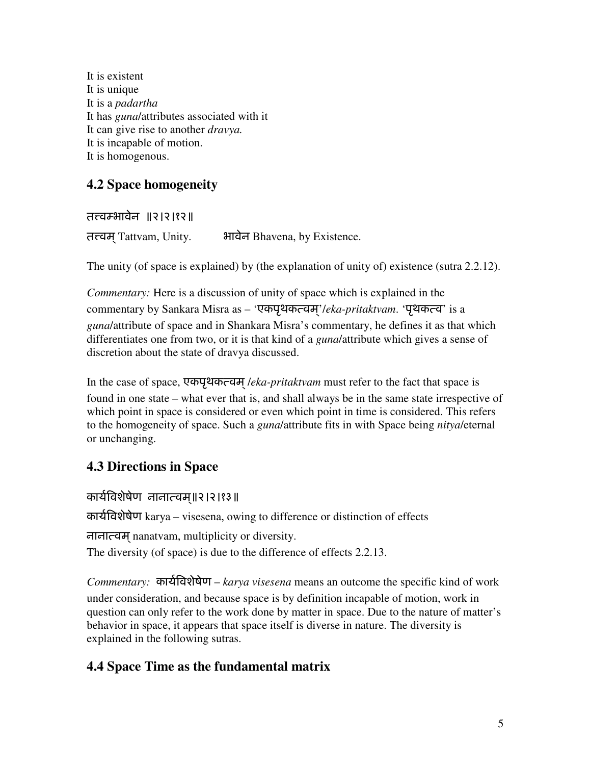It is existent
It is unique
It is a *padartha*
It has *guna*/attributes associated with it
It can give rise to another *dravya.*
It is incapable of motion.
It is homogenous.

## 4.2 Space homogeneity

तत्त्वम्भावेन ॥२।२।१२॥

तत्त्वम् Tattvam, Unity.  भावेन Bhavena, by Existence.

The unity (of space is explained) by (the explanation of unity of) existence (sutra 2.2.12).

*Commentary:* Here is a discussion of unity of space which is explained in the commentary by Sankara Misra as – 'एकपृथकत्वम्'/*eka-pritaktvam*. 'पृथकत्व' is a *guna*/attribute of space and in Shankara Misra's commentary, he defines it as that which differentiates one from two, or it is that kind of a *guna*/attribute which gives a sense of discretion about the state of dravya discussed.

In the case of space, एकपृथकत्वम् /*eka-pritaktvam* must refer to the fact that space is found in one state – what ever that is, and shall always be in the same state irrespective of which point in space is considered or even which point in time is considered. This refers to the homogeneity of space. Such a *guna*/attribute fits in with Space being *nitya*/eternal or unchanging.

## 4.3 Directions in Space

कार्यविशेषेण नानात्वम्॥२।२।१३॥

कार्यविशेषेण karya – visesena, owing to difference or distinction of effects

नानात्वम् nanatvam, multiplicity or diversity.

The diversity (of space) is due to the difference of effects 2.2.13.

*Commentary:* कार्यविशेषेण – *karya visesena* means an outcome the specific kind of work under consideration, and because space is by definition incapable of motion, work in question can only refer to the work done by matter in space. Due to the nature of matter's behavior in space, it appears that space itself is diverse in nature. The diversity is explained in the following sutras.

## 4.4 Space Time as the fundamental matrix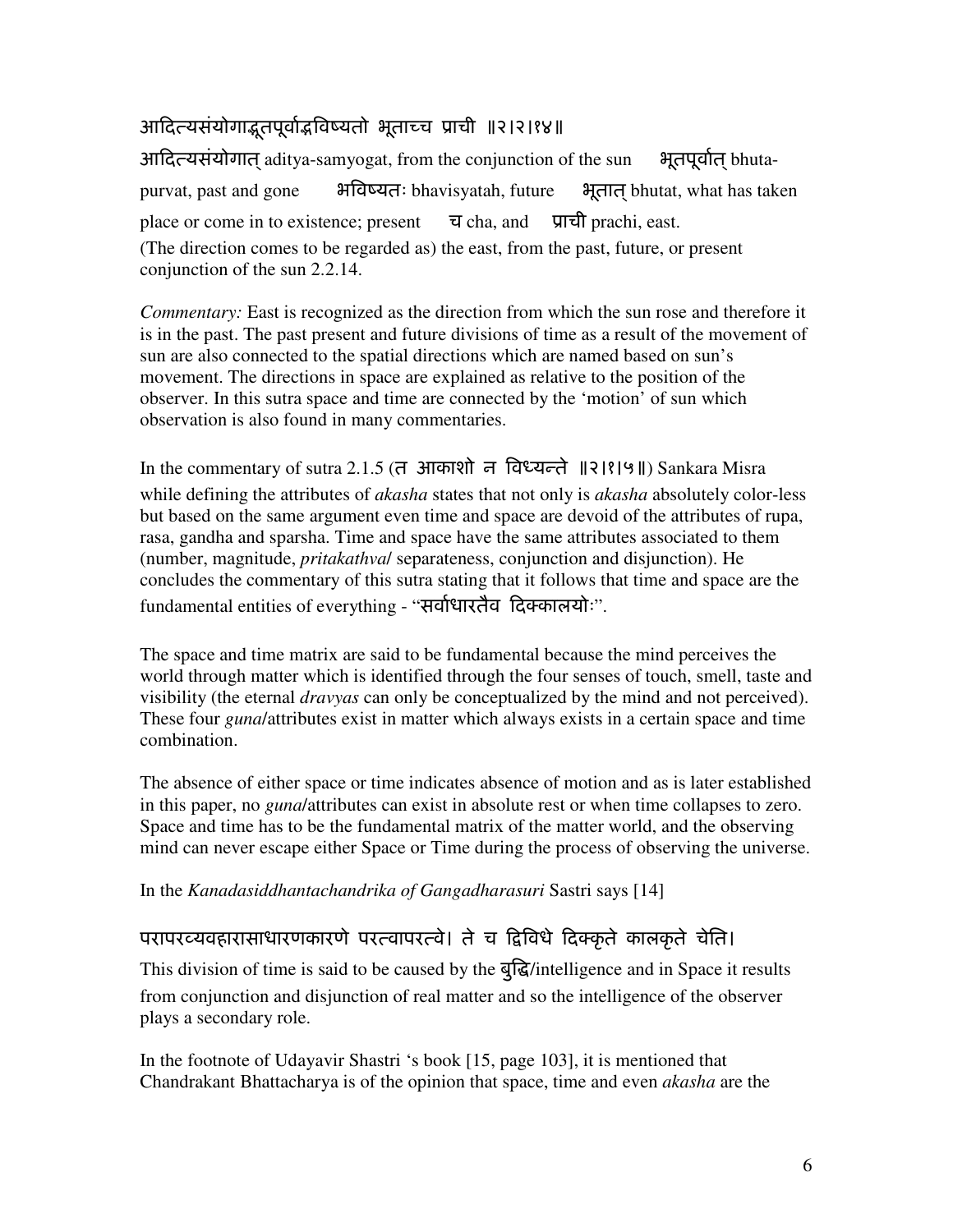आदित्यसंयोगाद्भूतपूर्वाद्भविष्यतो भूताच्च प्राची ॥२।२।१४॥

आदित्यसंयोगात् aditya-samyogat, from the conjunction of the sun  भूतपूर्वात् bhuta-purvat, past and gone  भविष्यतः bhavisyatah, future  भूतात् bhutat, what has taken place or come in to existence; present  च cha, and  प्राची prachi, east.

(The direction comes to be regarded as) the east, from the past, future, or present conjunction of the sun 2.2.14.

*Commentary:* East is recognized as the direction from which the sun rose and therefore it is in the past. The past present and future divisions of time as a result of the movement of sun are also connected to the spatial directions which are named based on sun's movement. The directions in space are explained as relative to the position of the observer. In this sutra space and time are connected by the 'motion' of sun which observation is also found in many commentaries.

In the commentary of sutra 2.1.5 (त आकाशो न विध्यन्ते ॥२।१।५॥) Sankara Misra while defining the attributes of *akasha* states that not only is *akasha* absolutely color-less but based on the same argument even time and space are devoid of the attributes of rupa, rasa, gandha and sparsha. Time and space have the same attributes associated to them (number, magnitude, *pritakathva*/ separateness, conjunction and disjunction). He concludes the commentary of this sutra stating that it follows that time and space are the fundamental entities of everything - "सर्वाधारतैव दिक्कालयोः".

The space and time matrix are said to be fundamental because the mind perceives the world through matter which is identified through the four senses of touch, smell, taste and visibility (the eternal *dravyas* can only be conceptualized by the mind and not perceived). These four *guna*/attributes exist in matter which always exists in a certain space and time combination.

The absence of either space or time indicates absence of motion and as is later established in this paper, no *guna*/attributes can exist in absolute rest or when time collapses to zero. Space and time has to be the fundamental matrix of the matter world, and the observing mind can never escape either Space or Time during the process of observing the universe.

In the *Kanadasiddhantachandrika of Gangadharasuri* Sastri says [14]

परापरव्यवहारासाधारणकारणे परत्वापरत्वे। ते च द्विविधे दिक्कृते कालकृते चेति।

This division of time is said to be caused by the बुद्धि/intelligence and in Space it results from conjunction and disjunction of real matter and so the intelligence of the observer plays a secondary role.

In the footnote of Udayavir Shastri 's book [15, page 103], it is mentioned that Chandrakant Bhattacharya is of the opinion that space, time and even *akasha* are the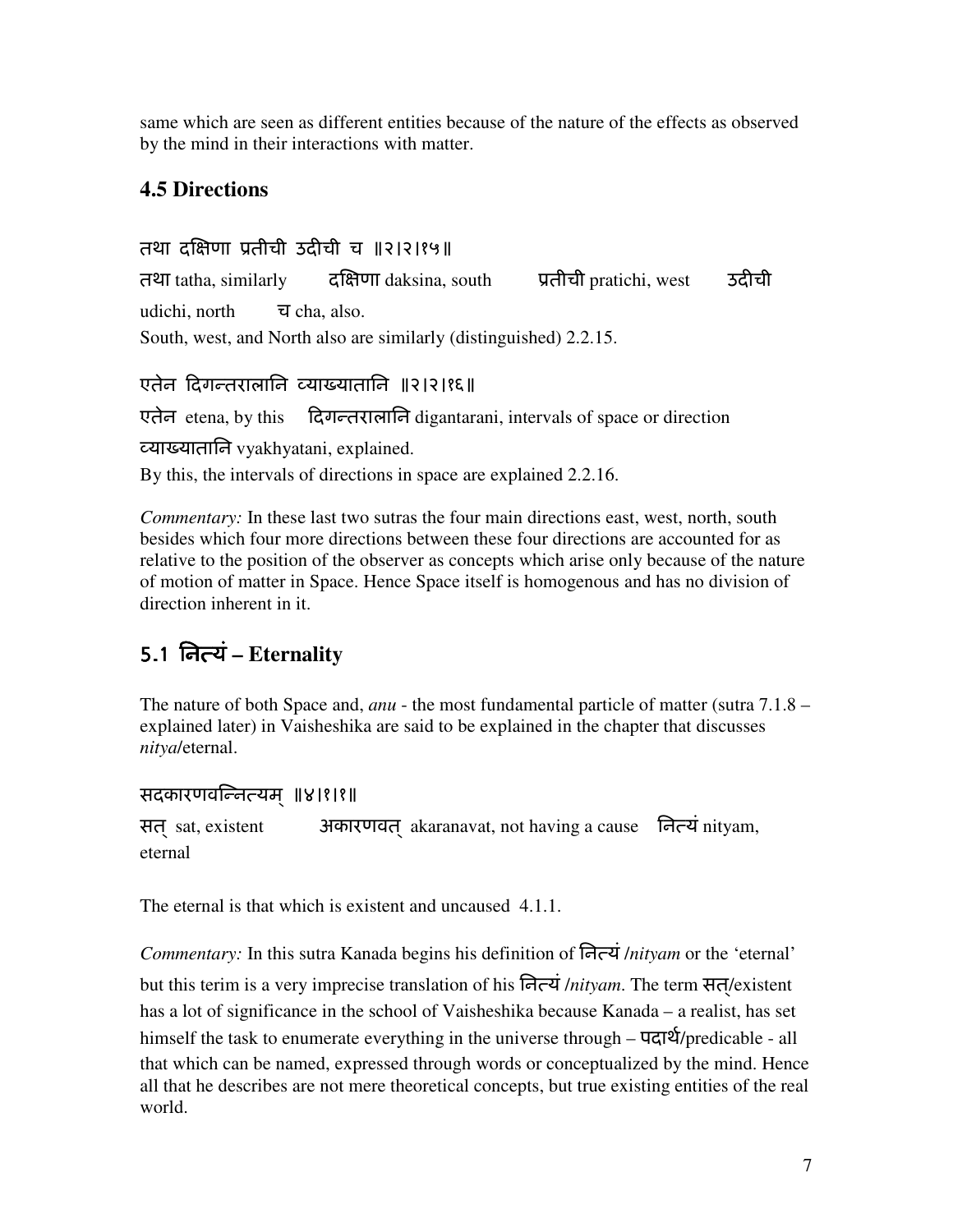same which are seen as different entities because of the nature of the effects as observed by the mind in their interactions with matter.

## 4.5 Directions

तथा दक्षिणा प्रतीची उदीची च ॥२।२।१५॥

तथा tatha, similarly  दक्षिणा daksina, south  प्रतीची pratichi, west  उदीची udichi, north  च cha, also.

South, west, and North also are similarly (distinguished) 2.2.15.

एतेन दिगन्तरालानि व्याख्यातानि ॥२।२।१६॥

एतेन etena, by this  दिगन्तरालानि digantarani, intervals of space or direction

व्याख्यातानि vyakhyatani, explained.

By this, the intervals of directions in space are explained 2.2.16.

*Commentary:* In these last two sutras the four main directions east, west, north, south besides which four more directions between these four directions are accounted for as relative to the position of the observer as concepts which arise only because of the nature of motion of matter in Space. Hence Space itself is homogenous and has no division of direction inherent in it.

## 5.1 नित्यं – Eternality

The nature of both Space and, *anu* - the most fundamental particle of matter (sutra 7.1.8 – explained later) in Vaisheshika are said to be explained in the chapter that discusses *nitya*/eternal.

सदकारणवन्नित्यम् ॥४।१।१॥

सत् sat, existent  अकारणवत् akaranavat, not having a cause  नित्यं nityam, eternal

The eternal is that which is existent and uncaused 4.1.1.

*Commentary:* In this sutra Kanada begins his definition of नित्यं /*nityam* or the 'eternal' but this terim is a very imprecise translation of his नित्यं /*nityam*. The term सत्/existent has a lot of significance in the school of Vaisheshika because Kanada – a realist, has set himself the task to enumerate everything in the universe through – पदार्थ/predicable - all that which can be named, expressed through words or conceptualized by the mind. Hence all that he describes are not mere theoretical concepts, but true existing entities of the real world.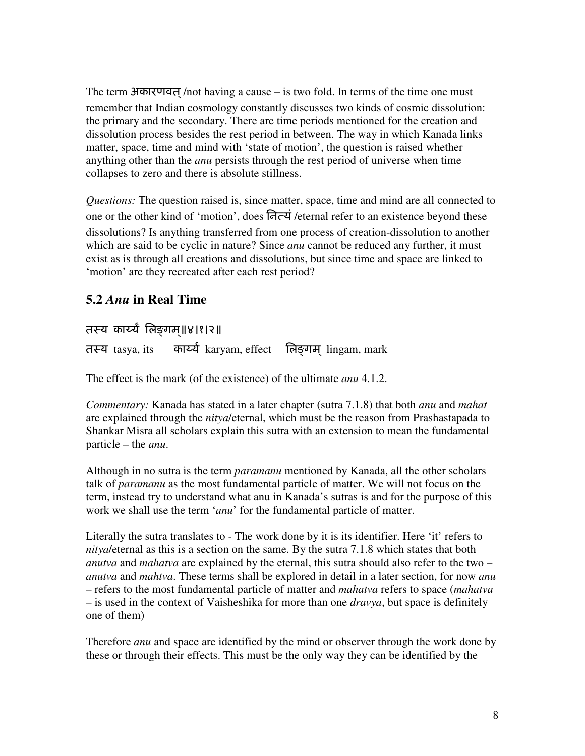The term अकारणवत् /not having a cause – is two fold. In terms of the time one must remember that Indian cosmology constantly discusses two kinds of cosmic dissolution: the primary and the secondary. There are time periods mentioned for the creation and dissolution process besides the rest period in between. The way in which Kanada links matter, space, time and mind with 'state of motion', the question is raised whether anything other than the *anu* persists through the rest period of universe when time collapses to zero and there is absolute stillness.

*Questions:* The question raised is, since matter, space, time and mind are all connected to one or the other kind of 'motion', does नित्यं /eternal refer to an existence beyond these dissolutions? Is anything transferred from one process of creation-dissolution to another which are said to be cyclic in nature? Since *anu* cannot be reduced any further, it must exist as is through all creations and dissolutions, but since time and space are linked to 'motion' are they recreated after each rest period?

## 5.2 *Anu* in Real Time

तस्य कार्य्यं लिङ्गम्॥४।१।२॥

तस्य tasya, its     कार्य्यं karyam, effect     लिङ्गम् lingam, mark

The effect is the mark (of the existence) of the ultimate *anu* 4.1.2.

*Commentary:* Kanada has stated in a later chapter (sutra 7.1.8) that both *anu* and *mahat* are explained through the *nitya*/eternal, which must be the reason from Prashastapada to Shankar Misra all scholars explain this sutra with an extension to mean the fundamental particle – the *anu*.

Although in no sutra is the term *paramanu* mentioned by Kanada, all the other scholars talk of *paramanu* as the most fundamental particle of matter. We will not focus on the term, instead try to understand what anu in Kanada's sutras is and for the purpose of this work we shall use the term '*anu*' for the fundamental particle of matter.

Literally the sutra translates to - The work done by it is its identifier. Here 'it' refers to *nitya*/eternal as this is a section on the same. By the sutra 7.1.8 which states that both *anutva* and *mahatva* are explained by the eternal, this sutra should also refer to the two – *anutva* and *mahtva*. These terms shall be explored in detail in a later section, for now *anu* – refers to the most fundamental particle of matter and *mahatva* refers to space (*mahatva* – is used in the context of Vaisheshika for more than one *dravya*, but space is definitely one of them)

Therefore *anu* and space are identified by the mind or observer through the work done by these or through their effects. This must be the only way they can be identified by the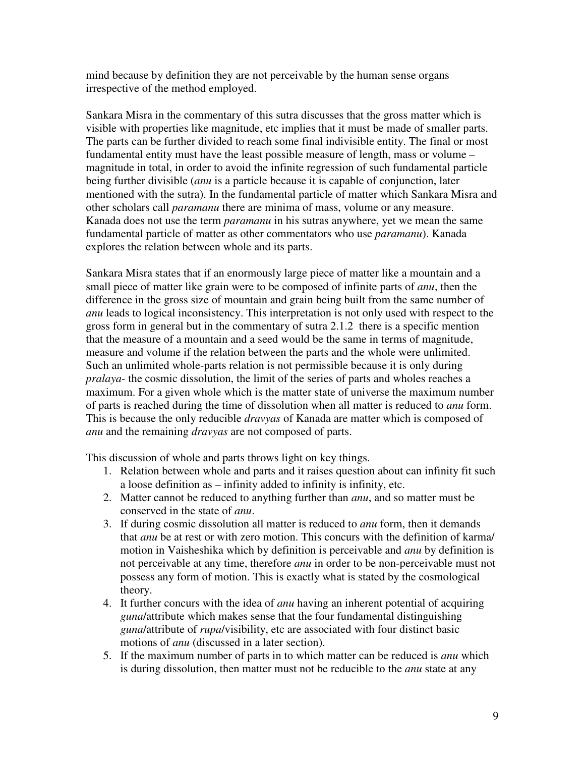mind because by definition they are not perceivable by the human sense organs irrespective of the method employed.

Sankara Misra in the commentary of this sutra discusses that the gross matter which is visible with properties like magnitude, etc implies that it must be made of smaller parts. The parts can be further divided to reach some final indivisible entity. The final or most fundamental entity must have the least possible measure of length, mass or volume – magnitude in total, in order to avoid the infinite regression of such fundamental particle being further divisible (*anu* is a particle because it is capable of conjunction, later mentioned with the sutra). In the fundamental particle of matter which Sankara Misra and other scholars call *paramanu* there are minima of mass, volume or any measure. Kanada does not use the term *paramanu* in his sutras anywhere, yet we mean the same fundamental particle of matter as other commentators who use *paramanu*). Kanada explores the relation between whole and its parts.

Sankara Misra states that if an enormously large piece of matter like a mountain and a small piece of matter like grain were to be composed of infinite parts of *anu*, then the difference in the gross size of mountain and grain being built from the same number of *anu* leads to logical inconsistency. This interpretation is not only used with respect to the gross form in general but in the commentary of sutra 2.1.2 there is a specific mention that the measure of a mountain and a seed would be the same in terms of magnitude, measure and volume if the relation between the parts and the whole were unlimited. Such an unlimited whole-parts relation is not permissible because it is only during *pralaya*- the cosmic dissolution, the limit of the series of parts and wholes reaches a maximum. For a given whole which is the matter state of universe the maximum number of parts is reached during the time of dissolution when all matter is reduced to *anu* form. This is because the only reducible *dravyas* of Kanada are matter which is composed of *anu* and the remaining *dravyas* are not composed of parts.

This discussion of whole and parts throws light on key things.

1. Relation between whole and parts and it raises question about can infinity fit such a loose definition as – infinity added to infinity is infinity, etc.
2. Matter cannot be reduced to anything further than *anu*, and so matter must be conserved in the state of *anu*.
3. If during cosmic dissolution all matter is reduced to *anu* form, then it demands that *anu* be at rest or with zero motion. This concurs with the definition of karma/ motion in Vaisheshika which by definition is perceivable and *anu* by definition is not perceivable at any time, therefore *anu* in order to be non-perceivable must not possess any form of motion. This is exactly what is stated by the cosmological theory.
4. It further concurs with the idea of *anu* having an inherent potential of acquiring *guna*/attribute which makes sense that the four fundamental distinguishing *guna*/attribute of *rupa*/visibility, etc are associated with four distinct basic motions of *anu* (discussed in a later section).
5. If the maximum number of parts in to which matter can be reduced is *anu* which is during dissolution, then matter must not be reducible to the *anu* state at any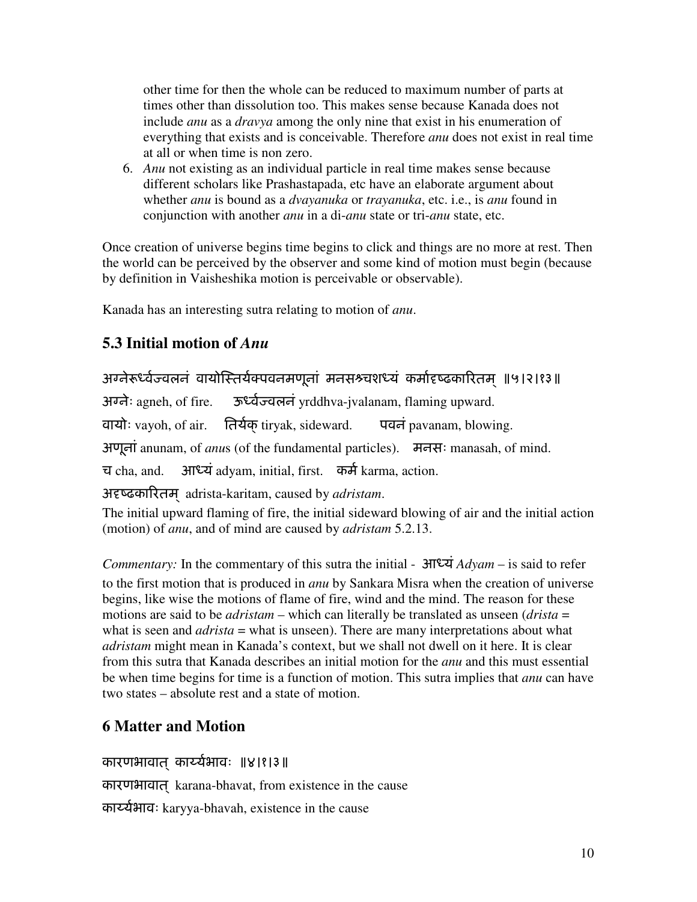other time for then the whole can be reduced to maximum number of parts at times other than dissolution too. This makes sense because Kanada does not include *anu* as a *dravya* among the only nine that exist in his enumeration of everything that exists and is conceivable. Therefore *anu* does not exist in real time at all or when time is non zero.

6. *Anu* not existing as an individual particle in real time makes sense because different scholars like Prashastapada, etc have an elaborate argument about whether *anu* is bound as a *dvayanuka* or *trayanuka*, etc. i.e., is *anu* found in conjunction with another *anu* in a di-*anu* state or tri-*anu* state, etc.

Once creation of universe begins time begins to click and things are no more at rest. Then the world can be perceived by the observer and some kind of motion must begin (because by definition in Vaisheshika motion is perceivable or observable).

Kanada has an interesting sutra relating to motion of *anu*.

## 5.3 Initial motion of *Anu*

अग्नेरूर्ध्वज्वलनं वायोस्तिर्यक्पवनमणूनां मनसश्र्चशध्यं कर्मादृष्ढकारितम् ॥५।२।१३॥

अग्नेः agneh, of fire. ऊर्ध्वज्वलनं yrddhva-jvalanam, flaming upward.

वायोः vayoh, of air. तिर्यक् tiryak, sideward. पवनं pavanam, blowing.

अणूनां anunam, of *anu*s (of the fundamental particles). मनसः manasah, of mind.

च cha, and. आध्यं adyam, initial, first. कर्म karma, action.

अदृष्ढकारितम् adrista-karitam, caused by *adristam*.

The initial upward flaming of fire, the initial sideward blowing of air and the initial action (motion) of *anu*, and of mind are caused by *adristam* 5.2.13.

*Commentary:* In the commentary of this sutra the initial - आध्यं *Adyam* – is said to refer to the first motion that is produced in *anu* by Sankara Misra when the creation of universe begins, like wise the motions of flame of fire, wind and the mind. The reason for these motions are said to be *adristam* – which can literally be translated as unseen (*drista* = what is seen and *adrista* = what is unseen). There are many interpretations about what *adristam* might mean in Kanada's context, but we shall not dwell on it here. It is clear from this sutra that Kanada describes an initial motion for the *anu* and this must essential be when time begins for time is a function of motion. This sutra implies that *anu* can have two states – absolute rest and a state of motion.

# 6 Matter and Motion

कारणभावात् कार्य्यभावः ॥४।१।३॥

कारणभावात् karana-bhavat, from existence in the cause

कार्य्यभावः karyya-bhavah, existence in the cause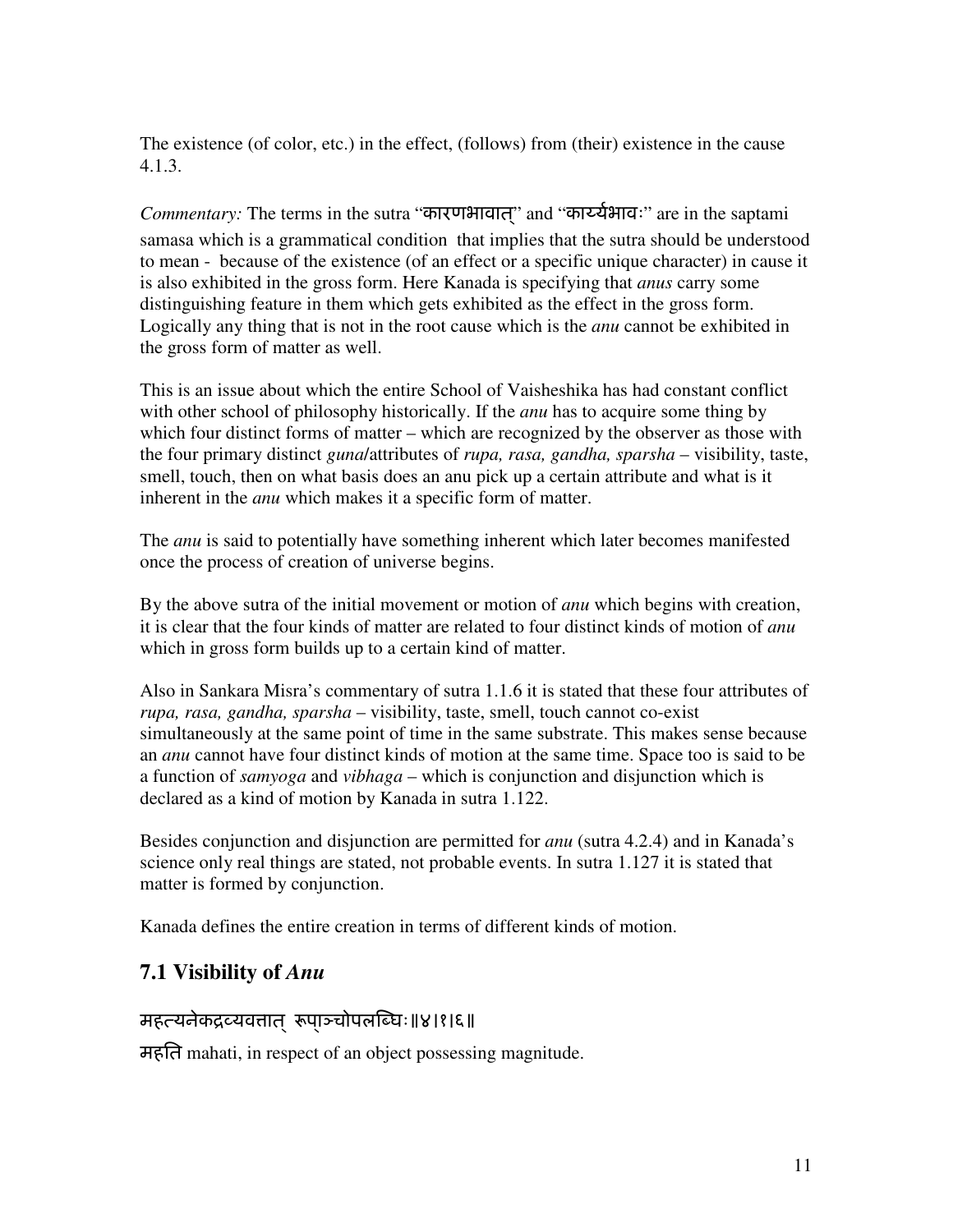The existence (of color, etc.) in the effect, (follows) from (their) existence in the cause 4.1.3.

*Commentary:* The terms in the sutra "कारणभावात्" and "कार्य्यभावः" are in the saptami samasa which is a grammatical condition that implies that the sutra should be understood to mean - because of the existence (of an effect or a specific unique character) in cause it is also exhibited in the gross form. Here Kanada is specifying that *anus* carry some distinguishing feature in them which gets exhibited as the effect in the gross form. Logically any thing that is not in the root cause which is the *anu* cannot be exhibited in the gross form of matter as well.

This is an issue about which the entire School of Vaisheshika has had constant conflict with other school of philosophy historically. If the *anu* has to acquire some thing by which four distinct forms of matter – which are recognized by the observer as those with the four primary distinct *guna*/attributes of *rupa, rasa, gandha, sparsha* – visibility, taste, smell, touch, then on what basis does an anu pick up a certain attribute and what is it inherent in the *anu* which makes it a specific form of matter.

The *anu* is said to potentially have something inherent which later becomes manifested once the process of creation of universe begins.

By the above sutra of the initial movement or motion of *anu* which begins with creation, it is clear that the four kinds of matter are related to four distinct kinds of motion of *anu* which in gross form builds up to a certain kind of matter.

Also in Sankara Misra's commentary of sutra 1.1.6 it is stated that these four attributes of *rupa, rasa, gandha, sparsha* – visibility, taste, smell, touch cannot co-exist simultaneously at the same point of time in the same substrate. This makes sense because an *anu* cannot have four distinct kinds of motion at the same time. Space too is said to be a function of *samyoga* and *vibhaga* – which is conjunction and disjunction which is declared as a kind of motion by Kanada in sutra 1.122.

Besides conjunction and disjunction are permitted for *anu* (sutra 4.2.4) and in Kanada's science only real things are stated, not probable events. In sutra 1.127 it is stated that matter is formed by conjunction.

Kanada defines the entire creation in terms of different kinds of motion.

## 7.1 Visibility of *Anu*

महत्यनेकद्रव्यवत्तात् रूपाञ्चोपलब्धिः॥४।१।६॥

महति mahati, in respect of an object possessing magnitude.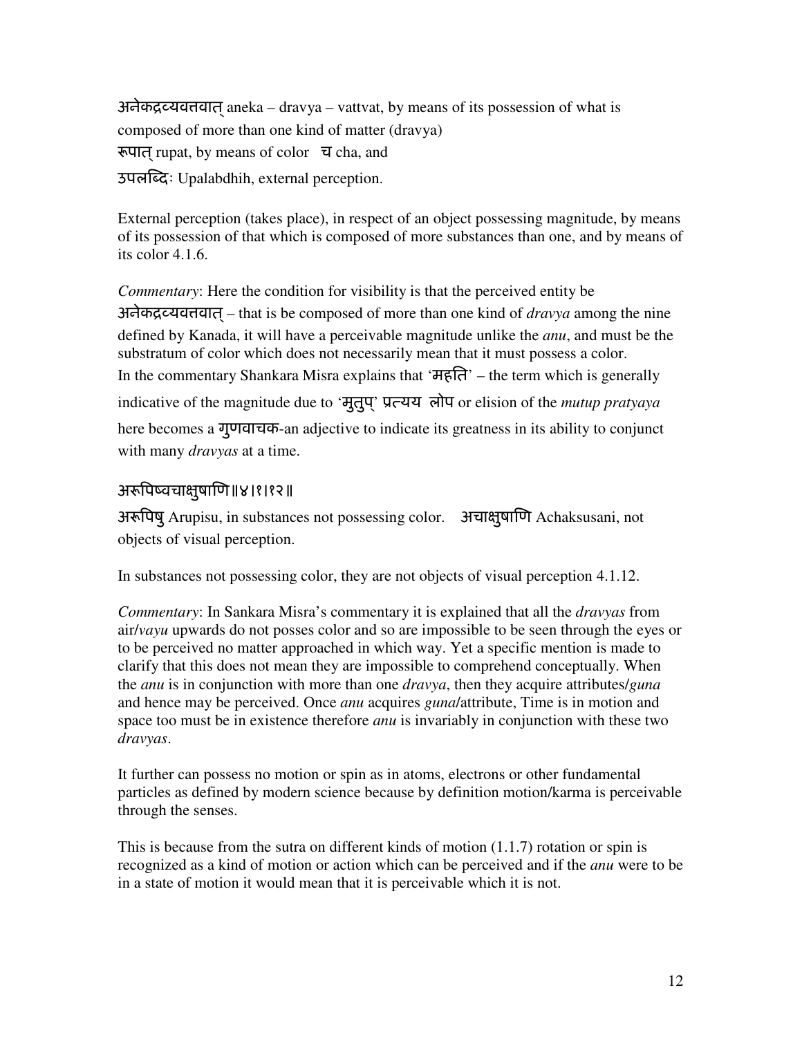अनेकद्रव्यवत्तवात् aneka – dravya – vattvat, by means of its possession of what is composed of more than one kind of matter (dravya)
रूपात् rupat, by means of color च cha, and
उपलब्दिः Upalabdhih, external perception.

External perception (takes place), in respect of an object possessing magnitude, by means of its possession of that which is composed of more substances than one, and by means of its color 4.1.6.

*Commentary*: Here the condition for visibility is that the perceived entity be अनेकद्रव्यवत्तवात् – that is be composed of more than one kind of *dravya* among the nine defined by Kanada, it will have a perceivable magnitude unlike the *anu*, and must be the substratum of color which does not necessarily mean that it must possess a color. In the commentary Shankara Misra explains that 'महति' – the term which is generally indicative of the magnitude due to 'मुतुप्' प्रत्यय लोप or elision of the *mutup pratyaya* here becomes a गुणवाचक-an adjective to indicate its greatness in its ability to conjunct with many *dravyas* at a time.

## अरूपिष्वचाक्षुषाणि॥४।१।१२॥

अरूपिषु Arupisu, in substances not possessing color. अचाक्षुषाणि Achaksusani, not objects of visual perception.

In substances not possessing color, they are not objects of visual perception 4.1.12.

*Commentary*: In Sankara Misra's commentary it is explained that all the *dravyas* from air/*vayu* upwards do not posses color and so are impossible to be seen through the eyes or to be perceived no matter approached in which way. Yet a specific mention is made to clarify that this does not mean they are impossible to comprehend conceptually. When the *anu* is in conjunction with more than one *dravya*, then they acquire attributes/*guna* and hence may be perceived. Once *anu* acquires *guna*/attribute, Time is in motion and space too must be in existence therefore *anu* is invariably in conjunction with these two *dravyas*.

It further can possess no motion or spin as in atoms, electrons or other fundamental particles as defined by modern science because by definition motion/karma is perceivable through the senses.

This is because from the sutra on different kinds of motion (1.1.7) rotation or spin is recognized as a kind of motion or action which can be perceived and if the *anu* were to be in a state of motion it would mean that it is perceivable which it is not.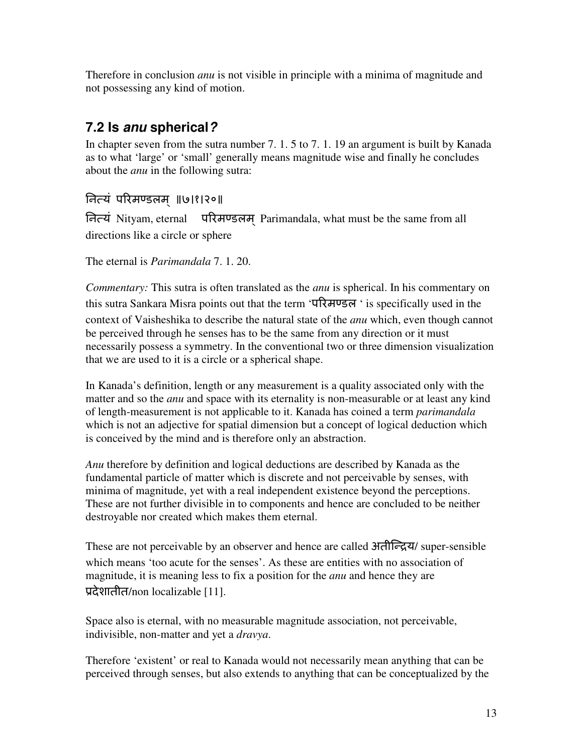Therefore in conclusion *anu* is not visible in principle with a minima of magnitude and not possessing any kind of motion.

## 7.2 Is *anu* spherical*?*

In chapter seven from the sutra number 7. 1. 5 to 7. 1. 19 an argument is built by Kanada as to what 'large' or 'small' generally means magnitude wise and finally he concludes about the *anu* in the following sutra:

नित्यं परिमण्डलम् ॥७।१।२०॥

नित्यं Nityam, eternal  परिमण्डलम् Parimandala, what must be the same from all directions like a circle or sphere

The eternal is *Parimandala* 7. 1. 20.

*Commentary:* This sutra is often translated as the *anu* is spherical. In his commentary on this sutra Sankara Misra points out that the term 'परिमण्डल ' is specifically used in the context of Vaisheshika to describe the natural state of the *anu* which, even though cannot be perceived through he senses has to be the same from any direction or it must necessarily possess a symmetry. In the conventional two or three dimension visualization that we are used to it is a circle or a spherical shape.

In Kanada's definition, length or any measurement is a quality associated only with the matter and so the *anu* and space with its eternality is non-measurable or at least any kind of length-measurement is not applicable to it. Kanada has coined a term *parimandala* which is not an adjective for spatial dimension but a concept of logical deduction which is conceived by the mind and is therefore only an abstraction.

*Anu* therefore by definition and logical deductions are described by Kanada as the fundamental particle of matter which is discrete and not perceivable by senses, with minima of magnitude, yet with a real independent existence beyond the perceptions. These are not further divisible in to components and hence are concluded to be neither destroyable nor created which makes them eternal.

These are not perceivable by an observer and hence are called अतीन्द्रिय/ super-sensible which means 'too acute for the senses'. As these are entities with no association of magnitude, it is meaning less to fix a position for the *anu* and hence they are प्रदेशातीत/non localizable [11].

Space also is eternal, with no measurable magnitude association, not perceivable, indivisible, non-matter and yet a *dravya*.

Therefore 'existent' or real to Kanada would not necessarily mean anything that can be perceived through senses, but also extends to anything that can be conceptualized by the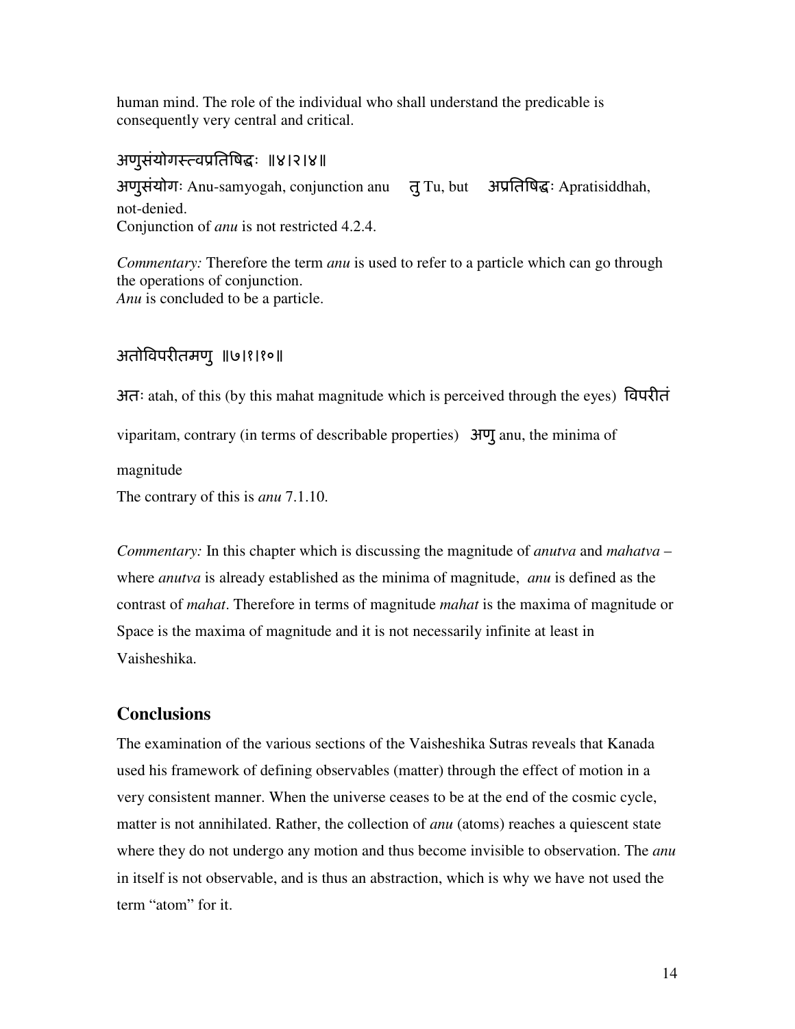human mind. The role of the individual who shall understand the predicable is consequently very central and critical.

अणुसंयोगस्त्वप्रतिषिद्धः ॥४।२।४॥

अणुसंयोगः Anu-samyogah, conjunction anu तु Tu, but अप्रतिषिद्धः Apratisiddhah, not-denied.
Conjunction of *anu* is not restricted 4.2.4.

*Commentary:* Therefore the term *anu* is used to refer to a particle which can go through the operations of conjunction.
*Anu* is concluded to be a particle.

अतोविपरीतमणु ॥७।१।१०॥

अतः atah, of this (by this mahat magnitude which is perceived through the eyes) विपरीतं viparitam, contrary (in terms of describable properties) अणु anu, the minima of magnitude

The contrary of this is *anu* 7.1.10.

*Commentary:* In this chapter which is discussing the magnitude of *anutva* and *mahatva* – where *anutva* is already established as the minima of magnitude, *anu* is defined as the contrast of *mahat*. Therefore in terms of magnitude *mahat* is the maxima of magnitude or Space is the maxima of magnitude and it is not necessarily infinite at least in Vaisheshika.

## Conclusions

The examination of the various sections of the Vaisheshika Sutras reveals that Kanada used his framework of defining observables (matter) through the effect of motion in a very consistent manner. When the universe ceases to be at the end of the cosmic cycle, matter is not annihilated. Rather, the collection of *anu* (atoms) reaches a quiescent state where they do not undergo any motion and thus become invisible to observation. The *anu* in itself is not observable, and is thus an abstraction, which is why we have not used the term "atom" for it.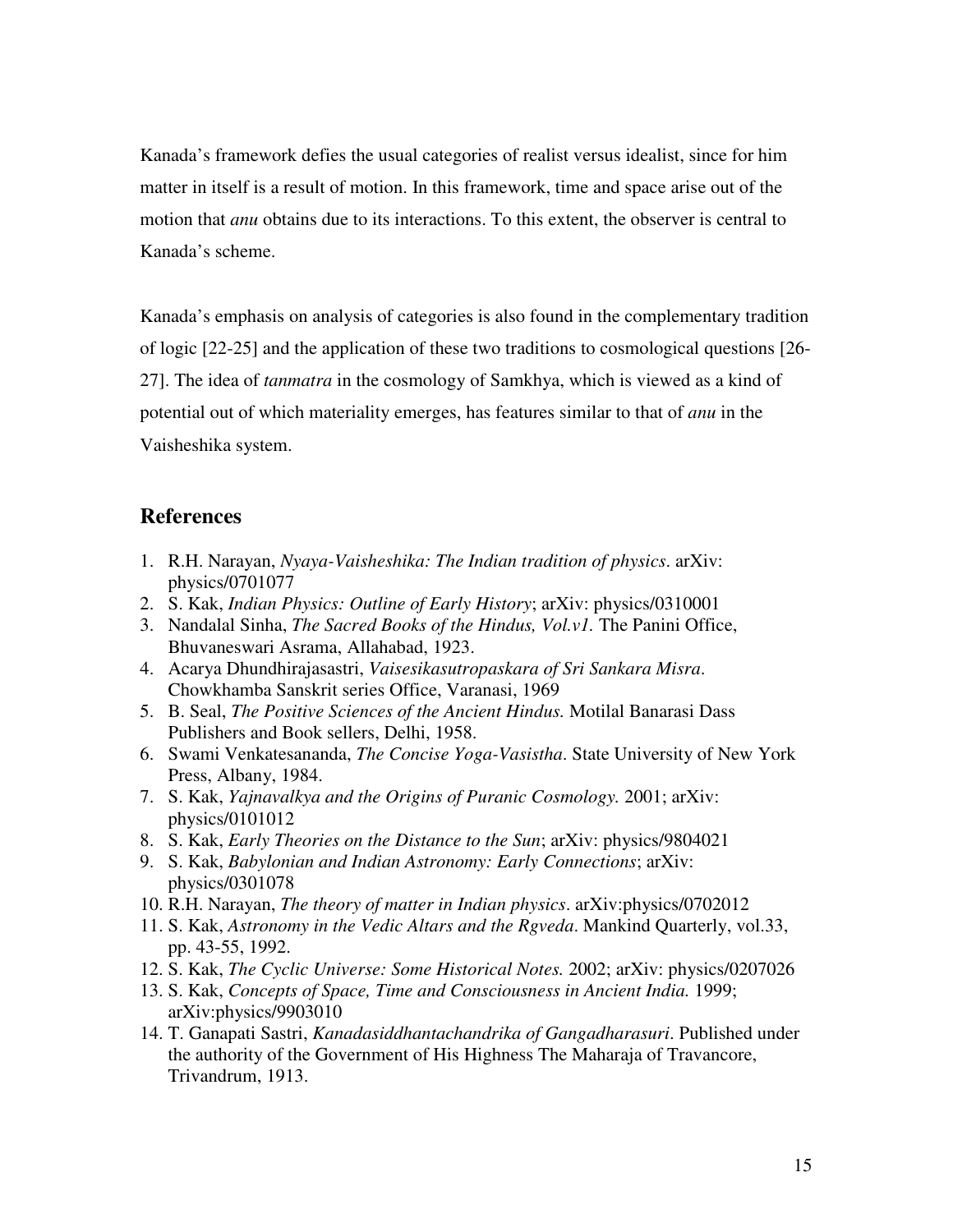Kanada's framework defies the usual categories of realist versus idealist, since for him matter in itself is a result of motion. In this framework, time and space arise out of the motion that *anu* obtains due to its interactions. To this extent, the observer is central to Kanada's scheme.

Kanada's emphasis on analysis of categories is also found in the complementary tradition of logic [22-25] and the application of these two traditions to cosmological questions [26-27]. The idea of *tanmatra* in the cosmology of Samkhya, which is viewed as a kind of potential out of which materiality emerges, has features similar to that of *anu* in the Vaisheshika system.

## References

1. R.H. Narayan, *Nyaya-Vaisheshika: The Indian tradition of physics*. arXiv: physics/0701077
2. S. Kak, *Indian Physics: Outline of Early History*; arXiv: physics/0310001
3. Nandalal Sinha, *The Sacred Books of the Hindus, Vol.v1.* The Panini Office, Bhuvaneswari Asrama, Allahabad, 1923.
4. Acarya Dhundhirajasastri, *Vaisesikasutropaskara of Sri Sankara Misra*. Chowkhamba Sanskrit series Office, Varanasi, 1969
5. B. Seal, *The Positive Sciences of the Ancient Hindus.* Motilal Banarasi Dass Publishers and Book sellers, Delhi, 1958.
6. Swami Venkatesananda, *The Concise Yoga-Vasistha*. State University of New York Press, Albany, 1984.
7. S. Kak, *Yajnavalkya and the Origins of Puranic Cosmology.* 2001; arXiv: physics/0101012
8. S. Kak, *Early Theories on the Distance to the Sun*; arXiv: physics/9804021
9. S. Kak, *Babylonian and Indian Astronomy: Early Connections*; arXiv: physics/0301078
10. R.H. Narayan, *The theory of matter in Indian physics*. arXiv:physics/0702012
11. S. Kak, *Astronomy in the Vedic Altars and the Rgveda*. Mankind Quarterly, vol.33, pp. 43-55, 1992.
12. S. Kak, *The Cyclic Universe: Some Historical Notes.* 2002; arXiv: physics/0207026
13. S. Kak, *Concepts of Space, Time and Consciousness in Ancient India.* 1999; arXiv:physics/9903010
14. T. Ganapati Sastri, *Kanadasiddhantachandrika of Gangadharasuri*. Published under the authority of the Government of His Highness The Maharaja of Travancore, Trivandrum, 1913.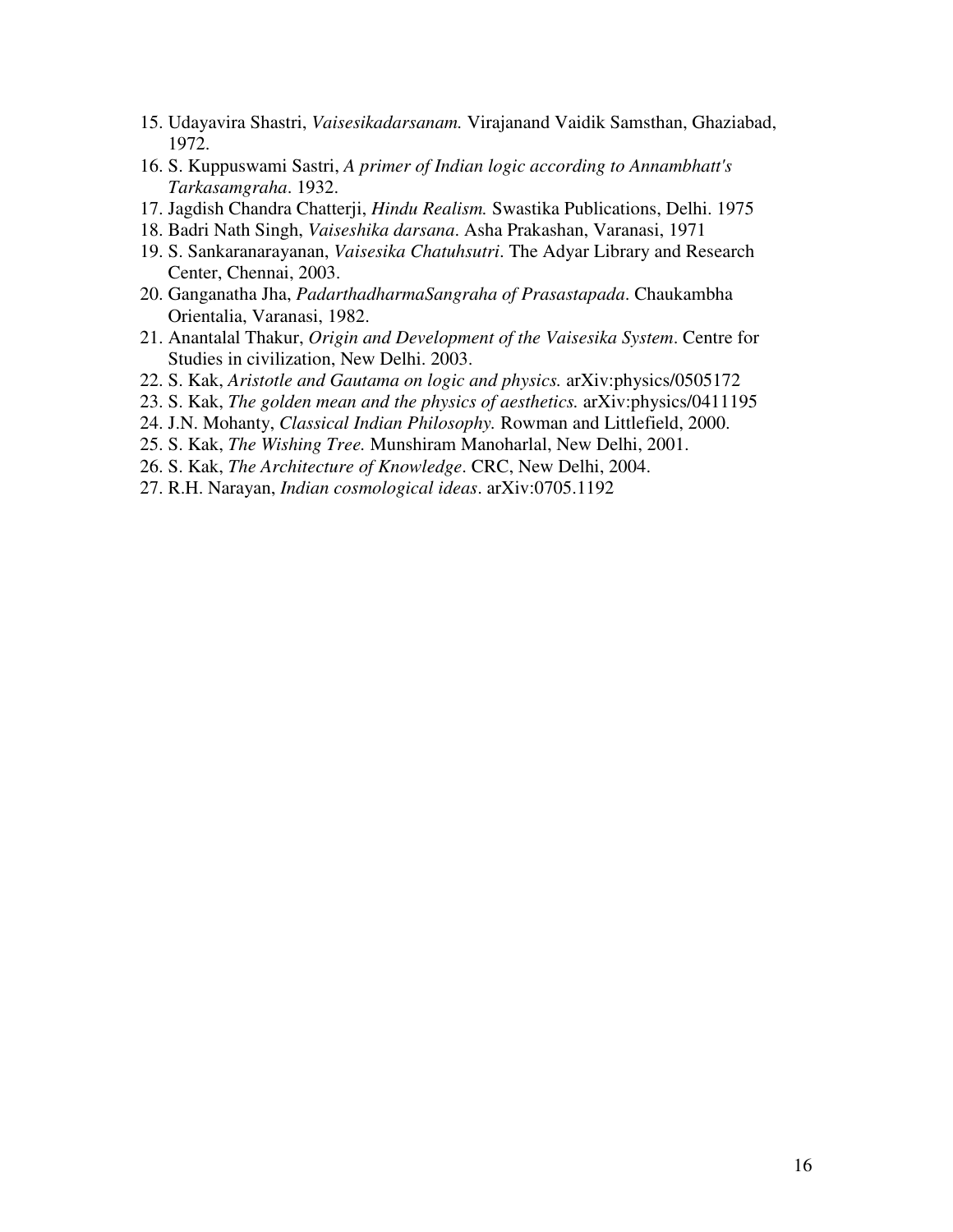15. Udayavira Shastri, *Vaisesikadarsanam.* Virajanand Vaidik Samsthan, Ghaziabad, 1972.
16. S. Kuppuswami Sastri, *A primer of Indian logic according to Annambhatt's Tarkasamgraha*. 1932.
17. Jagdish Chandra Chatterji, *Hindu Realism.* Swastika Publications, Delhi. 1975
18. Badri Nath Singh, *Vaiseshika darsana*. Asha Prakashan, Varanasi, 1971
19. S. Sankaranarayanan, *Vaisesika Chatuhsutri*. The Adyar Library and Research Center, Chennai, 2003.
20. Ganganatha Jha, *PadarthadharmaSangraha of Prasastapada*. Chaukambha Orientalia, Varanasi, 1982.
21. Anantalal Thakur, *Origin and Development of the Vaisesika System*. Centre for Studies in civilization, New Delhi. 2003.
22. S. Kak, *Aristotle and Gautama on logic and physics.* arXiv:physics/0505172
23. S. Kak, *The golden mean and the physics of aesthetics.* arXiv:physics/0411195
24. J.N. Mohanty, *Classical Indian Philosophy.* Rowman and Littlefield, 2000.
25. S. Kak, *The Wishing Tree.* Munshiram Manoharlal, New Delhi, 2001.
26. S. Kak, *The Architecture of Knowledge*. CRC, New Delhi, 2004.
27. R.H. Narayan, *Indian cosmological ideas*. arXiv:0705.1192